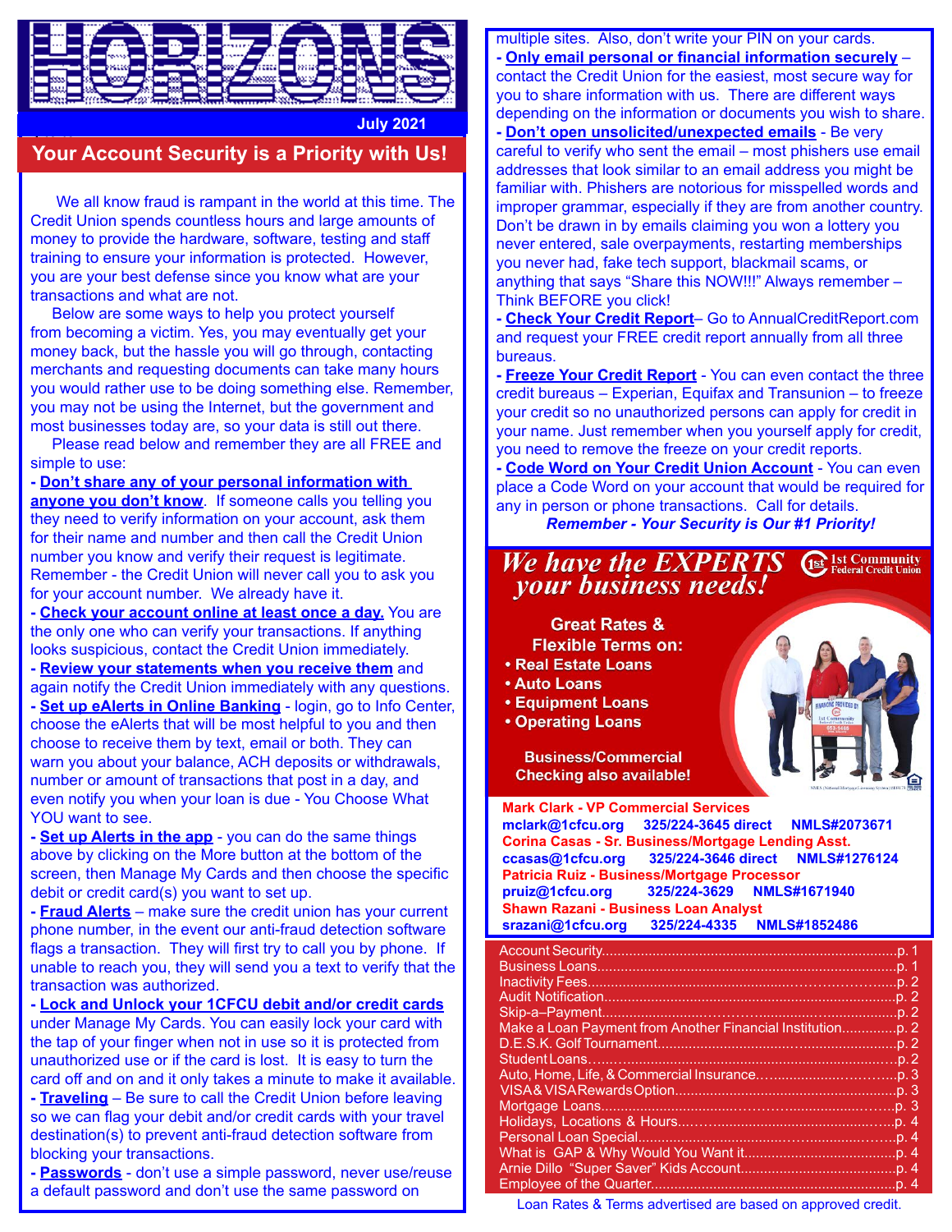# HORIZONS

July 2021

## Your Account Security is a Priority with Us!

We all know fraud is rampant in the world at this time. The Credit Union spends countless hours and large amounts of money to provide the hardware, software, testing and staff training to ensure your information is protected. However, you are your best defense since you know what are your transactions and what are not.

Below are some ways to help you protect yourself from becoming a victim. Yes, you may eventually get your money back, but the hassle you will go through, contacting merchants and requesting documents can take many hours you would rather use to be doing something else. Remember, you may not be using the Internet, but the government and most businesses today are, so your data is still out there.

Please read below and remember they are all FREE and simple to use:

- **Don't share any of your personal information with anyone you don't know**. If someone calls you telling you they need to verify information on your account, ask them for their name and number and then call the Credit Union number you know and verify their request is legitimate. Remember - the Credit Union will never call you to ask you for your account number. We already have it.
- **Check your account online at least once a day.** You are the only one who can verify your transactions. If anything looks suspicious, contact the Credit Union immediately.
- **Review your statements when you receive them** and again notify the Credit Union immediately with any questions.
- **Set up eAlerts in Online Banking** - login, go to Info Center, choose the eAlerts that will be most helpful to you and then choose to receive them by text, email or both. They can warn you about your balance, ACH deposits or withdrawals, number or amount of transactions that post in a day, and even notify you when your loan is due - You Choose What YOU want to see.
- **Set up Alerts in the app** - you can do the same things above by clicking on the More button at the bottom of the screen, then Manage My Cards and then choose the specific debit or credit card(s) you want to set up.
- **Fraud Alerts** – make sure the credit union has your current phone number, in the event our anti-fraud detection software flags a transaction. They will first try to call you by phone. If unable to reach you, they will send you a text to verify that the transaction was authorized.
- **Lock and Unlock your 1CFCU debit and/or credit cards** under Manage My Cards. You can easily lock your card with the tap of your finger when not in use so it is protected from unauthorized use or if the card is lost. It is easy to turn the card off and on and it only takes a minute to make it available.
- **Traveling** – Be sure to call the Credit Union before leaving so we can flag your debit and/or credit cards with your travel destination(s) to prevent anti-fraud detection software from blocking your transactions.
- **Passwords** - don't use a simple password, never use/reuse a default password and don't use the same password on multiple sites. Also, don't write your PIN on your cards.
- **Only email personal or financial information securely** – contact the Credit Union for the easiest, most secure way for you to share information with us. There are different ways depending on the information or documents you wish to share.
- **Don't open unsolicited/unexpected emails** - Be very careful to verify who sent the email – most phishers use email addresses that look similar to an email address you might be familiar with. Phishers are notorious for misspelled words and improper grammar, especially if they are from another country. Don't be drawn in by emails claiming you won a lottery you never entered, sale overpayments, restarting memberships you never had, fake tech support, blackmail scams, or anything that says "Share this NOW!!!" Always remember – Think BEFORE you click!
- **Check Your Credit Report**– Go to AnnualCreditReport.com and request your FREE credit report annually from all three bureaus.
- **Freeze Your Credit Report** - You can even contact the three credit bureaus – Experian, Equifax and Transunion – to freeze your credit so no unauthorized persons can apply for credit in your name. Just remember when you yourself apply for credit, you need to remove the freeze on your credit reports.
- **Code Word on Your Credit Union Account** - You can even place a Code Word on your account that would be required for any in person or phone transactions. Call for details.

***Remember - Your Security is Our #1 Priority!***

## We have the EXPERTS your business needs!

1st Community Federal Credit Union

**Great Rates & Flexible Terms on:**

- Real Estate Loans
- Auto Loans
- Equipment Loans
- Operating Loans

**Business/Commercial Checking also available!**

**Mark Clark - VP Commercial Services**
mclark@1cfcu.org 325/224-3645 direct NMLS#2073671

**Corina Casas - Sr. Business/Mortgage Lending Asst.**
ccasas@1cfcu.org 325/224-3646 direct NMLS#1276124

**Patricia Ruiz - Business/Mortgage Processor**
pruiz@1cfcu.org 325/224-3629 NMLS#1671940

**Shawn Razani - Business Loan Analyst**
srazani@1cfcu.org 325/224-4335 NMLS#1852486

| Contents | Page |
|---|---|
| Account Security | p. 1 |
| Business Loans | p. 1 |
| Inactivity Fees | p. 2 |
| Audit Notification | p. 2 |
| Skip-a–Payment | p. 2 |
| Make a Loan Payment from Another Financial Institution | p. 2 |
| D.E.S.K. Golf Tournament | p. 2 |
| Student Loans | p. 2 |
| Auto, Home, Life, & Commercial Insurance | p. 3 |
| VISA & VISA Rewards Option | p. 3 |
| Mortgage Loans | p. 3 |
| Holidays, Locations & Hours | p. 4 |
| Personal Loan Special | p. 4 |
| What is GAP & Why Would You Want it | p. 4 |
| Arnie Dillo "Super Saver" Kids Account | p. 4 |
| Employee of the Quarter | p. 4 |

Loan Rates & Terms advertised are based on approved credit.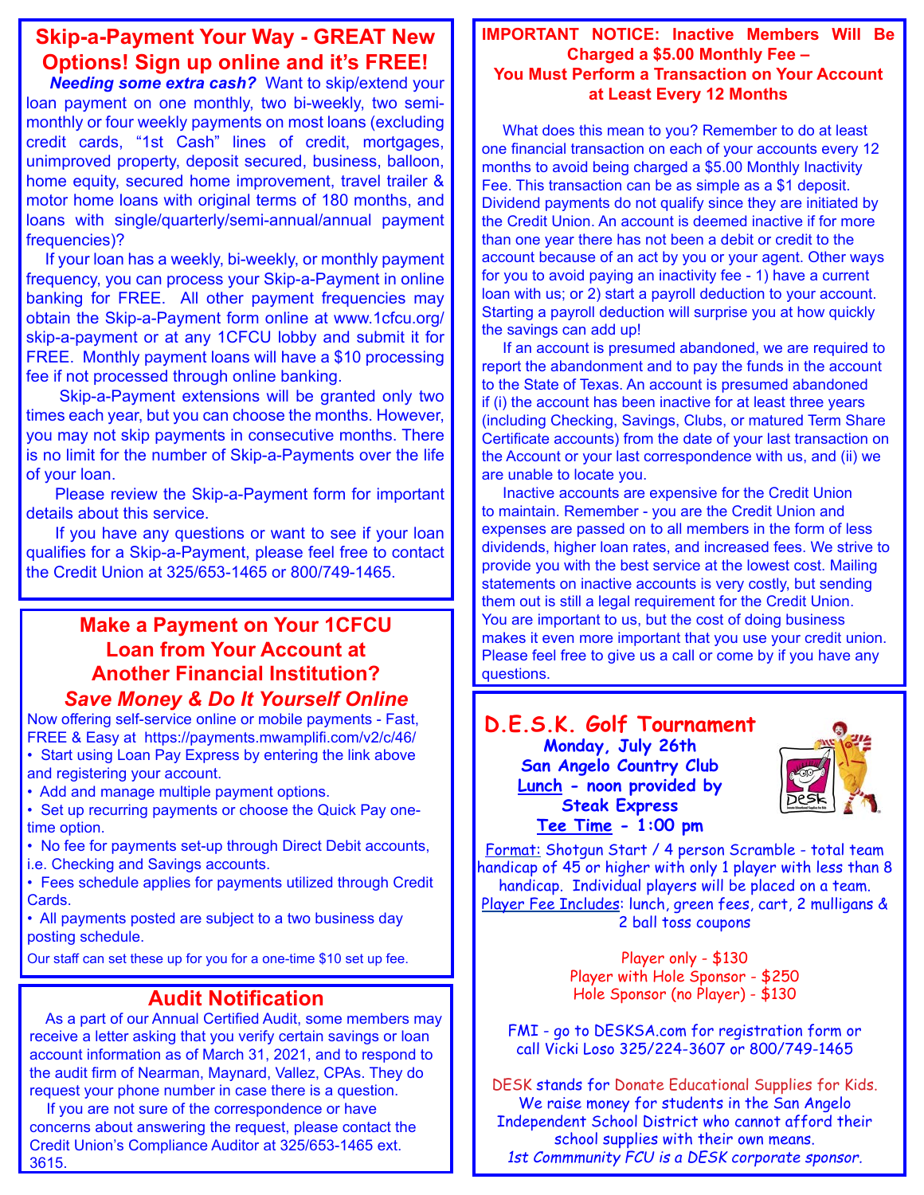## Skip-a-Payment Your Way - GREAT New Options! Sign up online and it's FREE!

***Needing some extra cash?*** Want to skip/extend your loan payment on one monthly, two bi-weekly, two semi-monthly or four weekly payments on most loans (excluding credit cards, "1st Cash" lines of credit, mortgages, unimproved property, deposit secured, business, balloon, home equity, secured home improvement, travel trailer & motor home loans with original terms of 180 months, and loans with single/quarterly/semi-annual/annual payment frequencies)?

If your loan has a weekly, bi-weekly, or monthly payment frequency, you can process your Skip-a-Payment in online banking for FREE. All other payment frequencies may obtain the Skip-a-Payment form online at www.1cfcu.org/skip-a-payment or at any 1CFCU lobby and submit it for FREE. Monthly payment loans will have a $10 processing fee if not processed through online banking.

Skip-a-Payment extensions will be granted only two times each year, but you can choose the months. However, you may not skip payments in consecutive months. There is no limit for the number of Skip-a-Payments over the life of your loan.

Please review the Skip-a-Payment form for important details about this service.

If you have any questions or want to see if your loan qualifies for a Skip-a-Payment, please feel free to contact the Credit Union at 325/653-1465 or 800/749-1465.

## Make a Payment on Your 1CFCU Loan from Your Account at Another Financial Institution?

### *Save Money & Do It Yourself Online*

Now offering self-service online or mobile payments - Fast, FREE & Easy at https://payments.mwamplifi.com/v2/c/46/

- Start using Loan Pay Express by entering the link above and registering your account.
- Add and manage multiple payment options.
- Set up recurring payments or choose the Quick Pay one-time option.
- No fee for payments set-up through Direct Debit accounts, i.e. Checking and Savings accounts.
- Fees schedule applies for payments utilized through Credit Cards.
- All payments posted are subject to a two business day posting schedule.

Our staff can set these up for you for a one-time $10 set up fee.

## Audit Notification

As a part of our Annual Certified Audit, some members may receive a letter asking that you verify certain savings or loan account information as of March 31, 2021, and to respond to the audit firm of Nearman, Maynard, Vallez, CPAs. They do request your phone number in case there is a question.

If you are not sure of the correspondence or have concerns about answering the request, please contact the Credit Union's Compliance Auditor at 325/653-1465 ext. 3615.

## IMPORTANT NOTICE: Inactive Members Will Be Charged a $5.00 Monthly Fee – You Must Perform a Transaction on Your Account at Least Every 12 Months

What does this mean to you? Remember to do at least one financial transaction on each of your accounts every 12 months to avoid being charged a $5.00 Monthly Inactivity Fee. This transaction can be as simple as a $1 deposit. Dividend payments do not qualify since they are initiated by the Credit Union. An account is deemed inactive if for more than one year there has not been a debit or credit to the account because of an act by you or your agent. Other ways for you to avoid paying an inactivity fee - 1) have a current loan with us; or 2) start a payroll deduction to your account. Starting a payroll deduction will surprise you at how quickly the savings can add up!

If an account is presumed abandoned, we are required to report the abandonment and to pay the funds in the account to the State of Texas. An account is presumed abandoned if (i) the account has been inactive for at least three years (including Checking, Savings, Clubs, or matured Term Share Certificate accounts) from the date of your last transaction on the Account or your last correspondence with us, and (ii) we are unable to locate you.

Inactive accounts are expensive for the Credit Union to maintain. Remember - you are the Credit Union and expenses are passed on to all members in the form of less dividends, higher loan rates, and increased fees. We strive to provide you with the best service at the lowest cost. Mailing statements on inactive accounts is very costly, but sending them out is still a legal requirement for the Credit Union. You are important to us, but the cost of doing business makes it even more important that you use your credit union. Please feel free to give us a call or come by if you have any questions.

## D.E.S.K. Golf Tournament

**Monday, July 26th**
**San Angelo Country Club**
**Lunch - noon provided by Steak Express**
**Tee Time - 1:00 pm**

Format: Shotgun Start / 4 person Scramble - total team handicap of 45 or higher with only 1 player with less than 8 handicap. Individual players will be placed on a team.

Player Fee Includes: lunch, green fees, cart, 2 mulligans & 2 ball toss coupons

Player only - $130
Player with Hole Sponsor - $250
Hole Sponsor (no Player) - $130

FMI - go to DESKSA.com for registration form or call Vicki Loso 325/224-3607 or 800/749-1465

DESK stands for Donate Educational Supplies for Kids. We raise money for students in the San Angelo Independent School District who cannot afford their school supplies with their own means.

*1st Commmunity FCU is a DESK corporate sponsor.*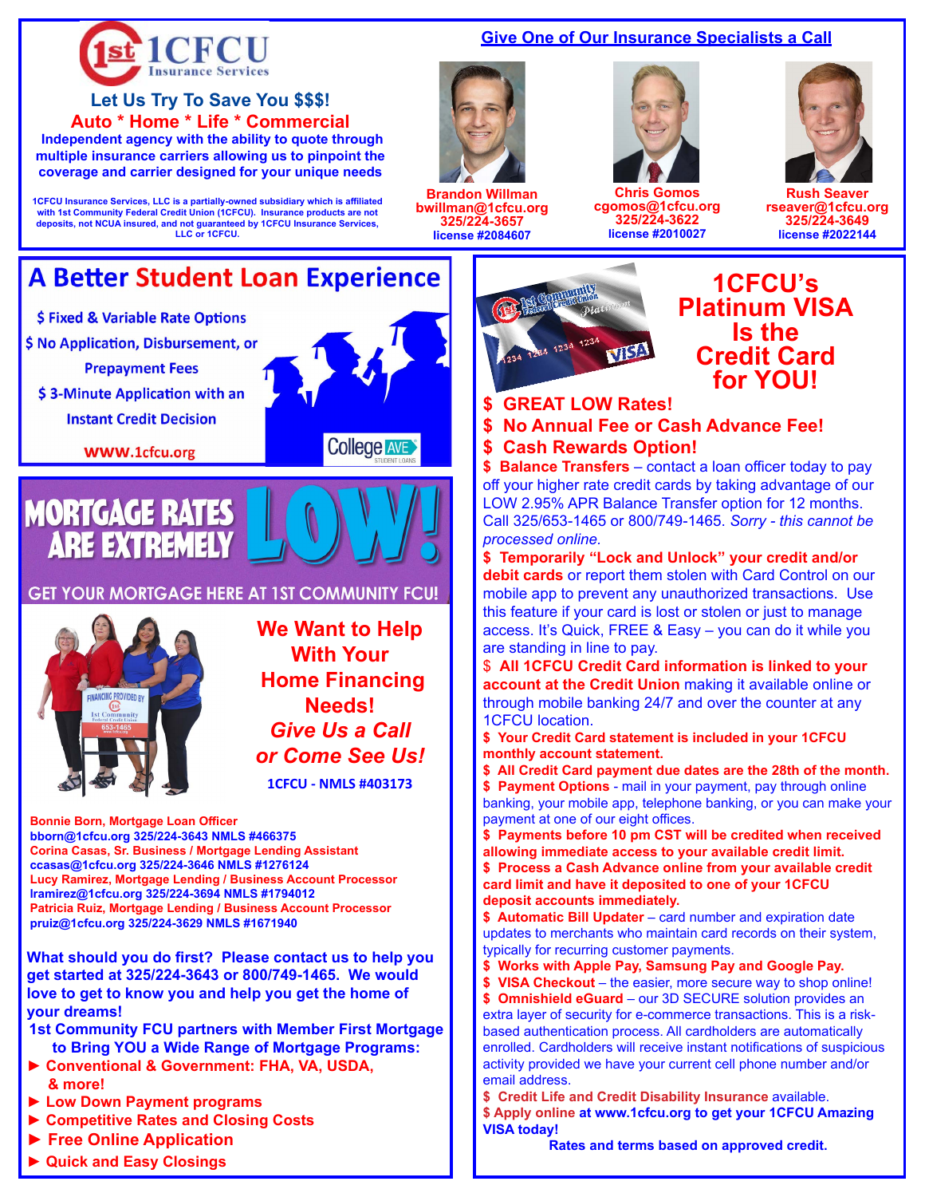# 1CFCU Insurance Services

**Let Us Try To Save You $$$!**

**Auto * Home * Life * Commercial**

**Independent agency with the ability to quote through multiple insurance carriers allowing us to pinpoint the coverage and carrier designed for your unique needs**

1CFCU Insurance Services, LLC is a partially-owned subsidiary which is affiliated with 1st Community Federal Credit Union (1CFCU). Insurance products are not deposits, not NCUA insured, and not guaranteed by 1CFCU Insurance Services, LLC or 1CFCU.

## Give One of Our Insurance Specialists a Call

**Brandon Willman**
bwillman@1cfcu.org
325/224-3657
license #2084607

**Chris Gomos**
cgomos@1cfcu.org
325/224-3622
license #2010027

**Rush Seaver**
rseaver@1cfcu.org
325/224-3649
license #2022144

## A Better Student Loan Experience

- $ Fixed & Variable Rate Options
- $ No Application, Disbursement, or Prepayment Fees
- $ 3-Minute Application with an Instant Credit Decision

www.1cfcu.org

College AVE STUDENT LOANS

## MORTGAGE RATES ARE EXTREMELY LOW!

### GET YOUR MORTGAGE HERE AT 1ST COMMUNITY FCU!

**We Want to Help With Your Home Financing Needs!**

***Give Us a Call or Come See Us!***

**1CFCU - NMLS #403173**

**Bonnie Born, Mortgage Loan Officer**
bborn@1cfcu.org 325/224-3643 NMLS #466375

**Corina Casas, Sr. Business / Mortgage Lending Assistant**
ccasas@1cfcu.org 325/224-3646 NMLS #1276124

**Lucy Ramirez, Mortgage Lending / Business Account Processor**
lramirez@1cfcu.org 325/224-3694 NMLS #1794012

**Patricia Ruiz, Mortgage Lending / Business Account Processor**
pruiz@1cfcu.org 325/224-3629 NMLS #1671940

**What should you do first? Please contact us to help you get started at 325/224-3643 or 800/749-1465. We would love to get to know you and help you get the home of your dreams!**

**1st Community FCU partners with Member First Mortgage to Bring YOU a Wide Range of Mortgage Programs:**

- ► Conventional & Government: FHA, VA, USDA, & more!
- ► Low Down Payment programs
- ► Competitive Rates and Closing Costs
- ► Free Online Application
- ► Quick and Easy Closings

## 1CFCU's Platinum VISA Is the Credit Card for YOU!

- **$ GREAT LOW Rates!**
- **$ No Annual Fee or Cash Advance Fee!**
- **$ Cash Rewards Option!**
- **$ Balance Transfers** – contact a loan officer today to pay off your higher rate credit cards by taking advantage of our LOW 2.95% APR Balance Transfer option for 12 months. Call 325/653-1465 or 800/749-1465. *Sorry - this cannot be processed online.*
- **$ Temporarily "Lock and Unlock" your credit and/or debit cards** or report them stolen with Card Control on our mobile app to prevent any unauthorized transactions. Use this feature if your card is lost or stolen or just to manage access. It's Quick, FREE & Easy – you can do it while you are standing in line to pay.
- **$ All 1CFCU Credit Card information is linked to your account at the Credit Union** making it available online or through mobile banking 24/7 and over the counter at any 1CFCU location.
- **$ Your Credit Card statement is included in your 1CFCU monthly account statement.**
- **$ All Credit Card payment due dates are the 28th of the month.**
- **$ Payment Options** - mail in your payment, pay through online banking, your mobile app, telephone banking, or you can make your payment at one of our eight offices.
- **$ Payments before 10 pm CST will be credited when received allowing immediate access to your available credit limit.**
- **$ Process a Cash Advance online from your available credit card limit and have it deposited to one of your 1CFCU deposit accounts immediately.**
- **$ Automatic Bill Updater** – card number and expiration date updates to merchants who maintain card records on their system, typically for recurring customer payments.
- **$ Works with Apple Pay, Samsung Pay and Google Pay.**
- **$ VISA Checkout** – the easier, more secure way to shop online!
- **$ Omnishield eGuard** – our 3D SECURE solution provides an extra layer of security for e-commerce transactions. This is a risk-based authentication process. All cardholders are automatically enrolled. Cardholders will receive instant notifications of suspicious activity provided we have your current cell phone number and/or email address.
- **$ Credit Life and Credit Disability Insurance** available.
- **$ Apply online at www.1cfcu.org to get your 1CFCU Amazing VISA today!**

**Rates and terms based on approved credit.**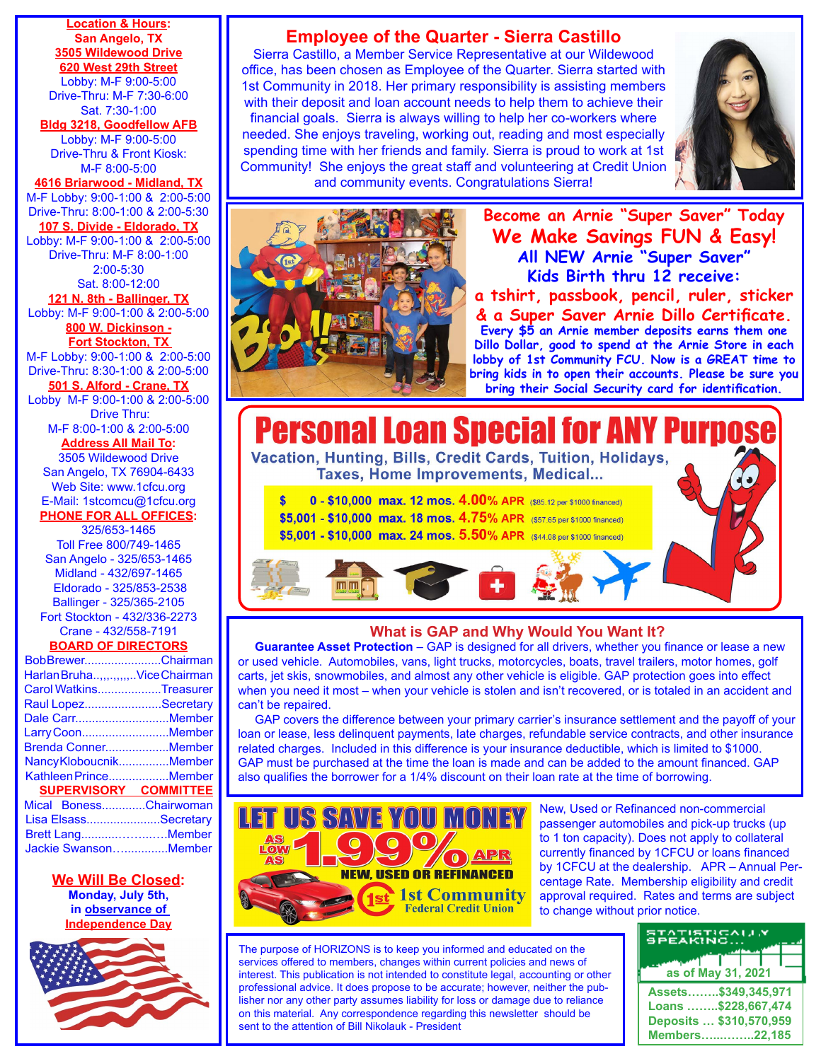**Location & Hours:**
**San Angelo, TX**
**3505 Wildewood Drive**
**620 West 29th Street**
Lobby: M-F 9:00-5:00
Drive-Thru: M-F 7:30-6:00
Sat. 7:30-1:00
**Bldg 3218, Goodfellow AFB**
Lobby: M-F 9:00-5:00
Drive-Thru & Front Kiosk:
M-F 8:00-5:00
**4616 Briarwood - Midland, TX**
M-F Lobby: 9:00-1:00 & 2:00-5:00
Drive-Thru: 8:00-1:00 & 2:00-5:30
**107 S. Divide - Eldorado, TX**
Lobby: M-F 9:00-1:00 & 2:00-5:00
Drive-Thru: M-F 8:00-1:00
2:00-5:30
Sat. 8:00-12:00
**121 N. 8th - Ballinger, TX**
Lobby: M-F 9:00-1:00 & 2:00-5:00
**800 W. Dickinson - Fort Stockton, TX**
M-F Lobby: 9:00-1:00 & 2:00-5:00
Drive-Thru: 8:30-1:00 & 2:00-5:00
**501 S. Alford - Crane, TX**
Lobby M-F 9:00-1:00 & 2:00-5:00
Drive Thru:
M-F 8:00-1:00 & 2:00-5:00
**Address All Mail To:**
3505 Wildewood Drive
San Angelo, TX 76904-6433
Web Site: www.1cfcu.org
E-Mail: 1stcomcu@1cfcu.org
**PHONE FOR ALL OFFICES:**
325/653-1465
Toll Free 800/749-1465
San Angelo - 325/653-1465
Midland - 432/697-1465
Eldorado - 325/853-2538
Ballinger - 325/365-2105
Fort Stockton - 432/336-2273
Crane - 432/558-7191

**BOARD OF DIRECTORS**
Bob Brewer.......................Chairman
Harlan Bruha.................Vice Chairman
Carol Watkins...................Treasurer
Raul Lopez.......................Secretary
Dale Carr............................Member
Larry Coon..........................Member
Brenda Conner...................Member
Nancy Kloboucnik...............Member
Kathleen Prince..................Member

**SUPERVISORY COMMITTEE**
Mical Boness.............Chairwoman
Lisa Elsass......................Secretary
Brett Lang..........................Member
Jackie Swanson...................Member

**We Will Be Closed:**
**Monday, July 5th, in observance of Independence Day**

## Employee of the Quarter - Sierra Castillo

Sierra Castillo, a Member Service Representative at our Wildewood office, has been chosen as Employee of the Quarter. Sierra started with 1st Community in 2018. Her primary responsibility is assisting members with their deposit and loan account needs to help them to achieve their financial goals. Sierra is always willing to help her co-workers where needed. She enjoys traveling, working out, reading and most especially spending time with her friends and family. Sierra is proud to work at 1st Community! She enjoys the great staff and volunteering at Credit Union and community events. Congratulations Sierra!

## Become an Arnie "Super Saver" Today
## We Make Savings FUN & Easy!

**All NEW Arnie "Super Saver" Kids Birth thru 12 receive: a tshirt, passbook, pencil, ruler, sticker & a Super Saver Arnie Dillo Certificate.**

Every $5 an Arnie member deposits earns them one Dillo Dollar, good to spend at the Arnie Store in each lobby of 1st Community FCU. Now is a GREAT time to bring kids in to open their accounts. Please be sure you bring their Social Security card for identification.

## Personal Loan Special for ANY Purpose

**Vacation, Hunting, Bills, Credit Cards, Tuition, Holidays, Taxes, Home Improvements, Medical...**

**$ 0 - $10,000 max. 12 mos. 4.00% APR** ($85.12 per $1000 financed)
**$5,001 - $10,000 max. 18 mos. 4.75% APR** ($57.65 per $1000 financed)
**$5,001 - $10,000 max. 24 mos. 5.50% APR** ($44.08 per $1000 financed)

## What is GAP and Why Would You Want It?

**Guarantee Asset Protection** – GAP is designed for all drivers, whether you finance or lease a new or used vehicle. Automobiles, vans, light trucks, motorcycles, boats, travel trailers, motor homes, golf carts, jet skis, snowmobiles, and almost any other vehicle is eligible. GAP protection goes into effect when you need it most – when your vehicle is stolen and isn't recovered, or is totaled in an accident and can't be repaired.

GAP covers the difference between your primary carrier's insurance settlement and the payoff of your loan or lease, less delinquent payments, late charges, refundable service contracts, and other insurance related charges. Included in this difference is your insurance deductible, which is limited to $1000. GAP must be purchased at the time the loan is made and can be added to the amount financed. GAP also qualifies the borrower for a 1/4% discount on their loan rate at the time of borrowing.

## LET US SAVE YOU MONEY

**AS LOW AS 1.99% APR**
**NEW, USED OR REFINANCED**
**1st Community Federal Credit Union**

New, Used or Refinanced non-commercial passenger automobiles and pick-up trucks (up to 1 ton capacity). Does not apply to collateral currently financed by 1CFCU or loans financed by 1CFCU at the dealership. APR – Annual Percentage Rate. Membership eligibility and credit approval required. Rates and terms are subject to change without prior notice.

The purpose of HORIZONS is to keep you informed and educated on the services offered to members, changes within current policies and news of interest. This publication is not intended to constitute legal, accounting or other professional advice. It does propose to be accurate; however, neither the publisher nor any other party assumes liability for loss or damage due to reliance on this material. Any correspondence regarding this newsletter should be sent to the attention of Bill Nikolauk - President

**STATISTICALLY SPEAKING...**
**as of May 31, 2021**
**Assets........$349,345,971**
**Loans ........$228,667,474**
**Deposits ... $310,570,959**
**Members..............22,185**